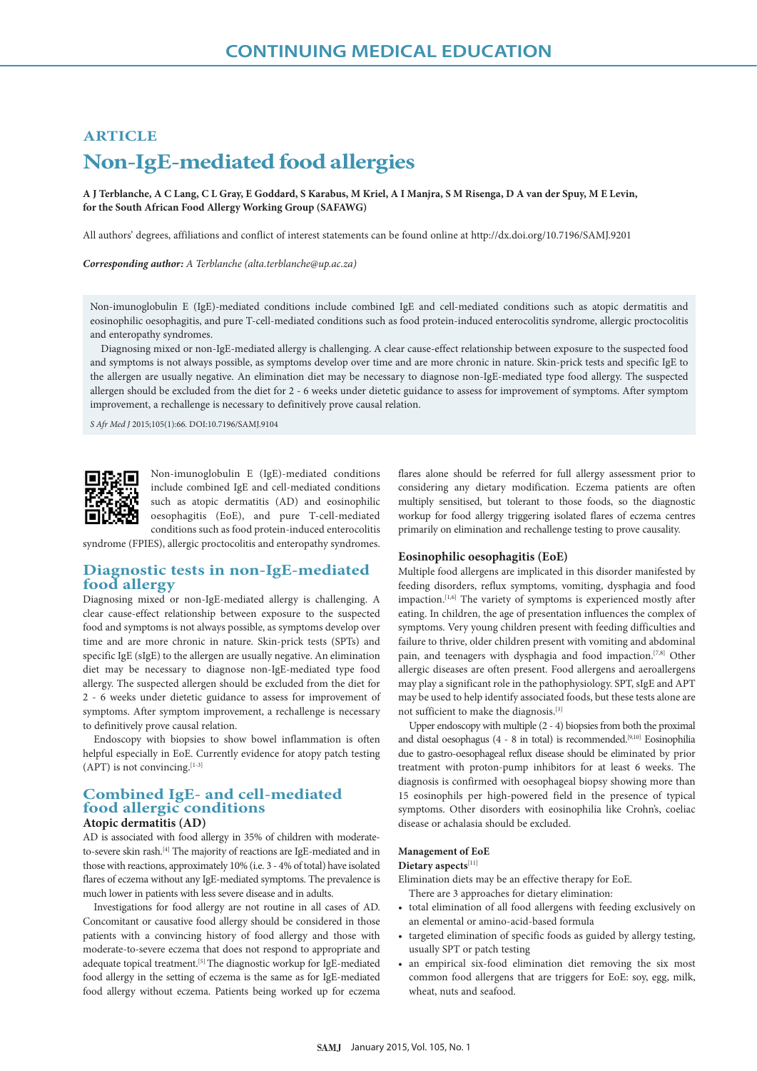# CONTINUING MEDICAL EDUCATION

## ARTICLE

# Non-IgE-mediated food allergies

**A J Terblanche, A C Lang, C L Gray, E Goddard, S Karabus, M Kriel, A I Manjra, S M Risenga, D A van der Spuy, M E Levin, for the South African Food Allergy Working Group (SAFAWG)**

All authors' degrees, affiliations and conflict of interest statements can be found online at http://dx.doi.org/10.7196/SAMJ.9201

***Corresponding author:*** *A Terblanche (alta.terblanche@up.ac.za)*

Non-imunoglobulin E (IgE)-mediated conditions include combined IgE and cell-mediated conditions such as atopic dermatitis and eosinophilic oesophagitis, and pure T-cell-mediated conditions such as food protein-induced enterocolitis syndrome, allergic proctocolitis and enteropathy syndromes.

Diagnosing mixed or non-IgE-mediated allergy is challenging. A clear cause-effect relationship between exposure to the suspected food and symptoms is not always possible, as symptoms develop over time and are more chronic in nature. Skin-prick tests and specific IgE to the allergen are usually negative. An elimination diet may be necessary to diagnose non-IgE-mediated type food allergy. The suspected allergen should be excluded from the diet for 2 - 6 weeks under dietetic guidance to assess for improvement of symptoms. After symptom improvement, a rechallenge is necessary to definitively prove causal relation.

*S Afr Med J* 2015;105(1):66. DOI:10.7196/SAMJ.9104

Non-imunoglobulin E (IgE)-mediated conditions include combined IgE and cell-mediated conditions such as atopic dermatitis (AD) and eosinophilic oesophagitis (EoE), and pure T-cell-mediated conditions such as food protein-induced enterocolitis syndrome (FPIES), allergic proctocolitis and enteropathy syndromes.

## Diagnostic tests in non-IgE-mediated food allergy

Diagnosing mixed or non-IgE-mediated allergy is challenging. A clear cause-effect relationship between exposure to the suspected food and symptoms is not always possible, as symptoms develop over time and are more chronic in nature. Skin-prick tests (SPTs) and specific IgE (sIgE) to the allergen are usually negative. An elimination diet may be necessary to diagnose non-IgE-mediated type food allergy. The suspected allergen should be excluded from the diet for 2 - 6 weeks under dietetic guidance to assess for improvement of symptoms. After symptom improvement, a rechallenge is necessary to definitively prove causal relation.

Endoscopy with biopsies to show bowel inflammation is often helpful especially in EoE. Currently evidence for atopy patch testing (APT) is not convincing.[1-3]

## Combined IgE- and cell-mediated food allergic conditions

### Atopic dermatitis (AD)

AD is associated with food allergy in 35% of children with moderate-to-severe skin rash.[4] The majority of reactions are IgE-mediated and in those with reactions, approximately 10% (i.e. 3 - 4% of total) have isolated flares of eczema without any IgE-mediated symptoms. The prevalence is much lower in patients with less severe disease and in adults.

Investigations for food allergy are not routine in all cases of AD. Concomitant or causative food allergy should be considered in those patients with a convincing history of food allergy and those with moderate-to-severe eczema that does not respond to appropriate and adequate topical treatment.[5] The diagnostic workup for IgE-mediated food allergy in the setting of eczema is the same as for IgE-mediated food allergy without eczema. Patients being worked up for eczema flares alone should be referred for full allergy assessment prior to considering any dietary modification. Eczema patients are often multiply sensitised, but tolerant to those foods, so the diagnostic workup for food allergy triggering isolated flares of eczema centres primarily on elimination and rechallenge testing to prove causality.

### Eosinophilic oesophagitis (EoE)

Multiple food allergens are implicated in this disorder manifested by feeding disorders, reflux symptoms, vomiting, dysphagia and food impaction.[1,6] The variety of symptoms is experienced mostly after eating. In children, the age of presentation influences the complex of symptoms. Very young children present with feeding difficulties and failure to thrive, older children present with vomiting and abdominal pain, and teenagers with dysphagia and food impaction.[7,8] Other allergic diseases are often present. Food allergens and aeroallergens may play a significant role in the pathophysiology. SPT, sIgE and APT may be used to help identify associated foods, but these tests alone are not sufficient to make the diagnosis.[3]

Upper endoscopy with multiple (2 - 4) biopsies from both the proximal and distal oesophagus (4 - 8 in total) is recommended.[9,10] Eosinophilia due to gastro-oesophageal reflux disease should be eliminated by prior treatment with proton-pump inhibitors for at least 6 weeks. The diagnosis is confirmed with oesophageal biopsy showing more than 15 eosinophils per high-powered field in the presence of typical symptoms. Other disorders with eosinophilia like Crohn's, coeliac disease or achalasia should be excluded.

#### Management of EoE

**Dietary aspects**[11]

Elimination diets may be an effective therapy for EoE.

There are 3 approaches for dietary elimination:

- total elimination of all food allergens with feeding exclusively on an elemental or amino-acid-based formula
- targeted elimination of specific foods as guided by allergy testing, usually SPT or patch testing
- an empirical six-food elimination diet removing the six most common food allergens that are triggers for EoE: soy, egg, milk, wheat, nuts and seafood.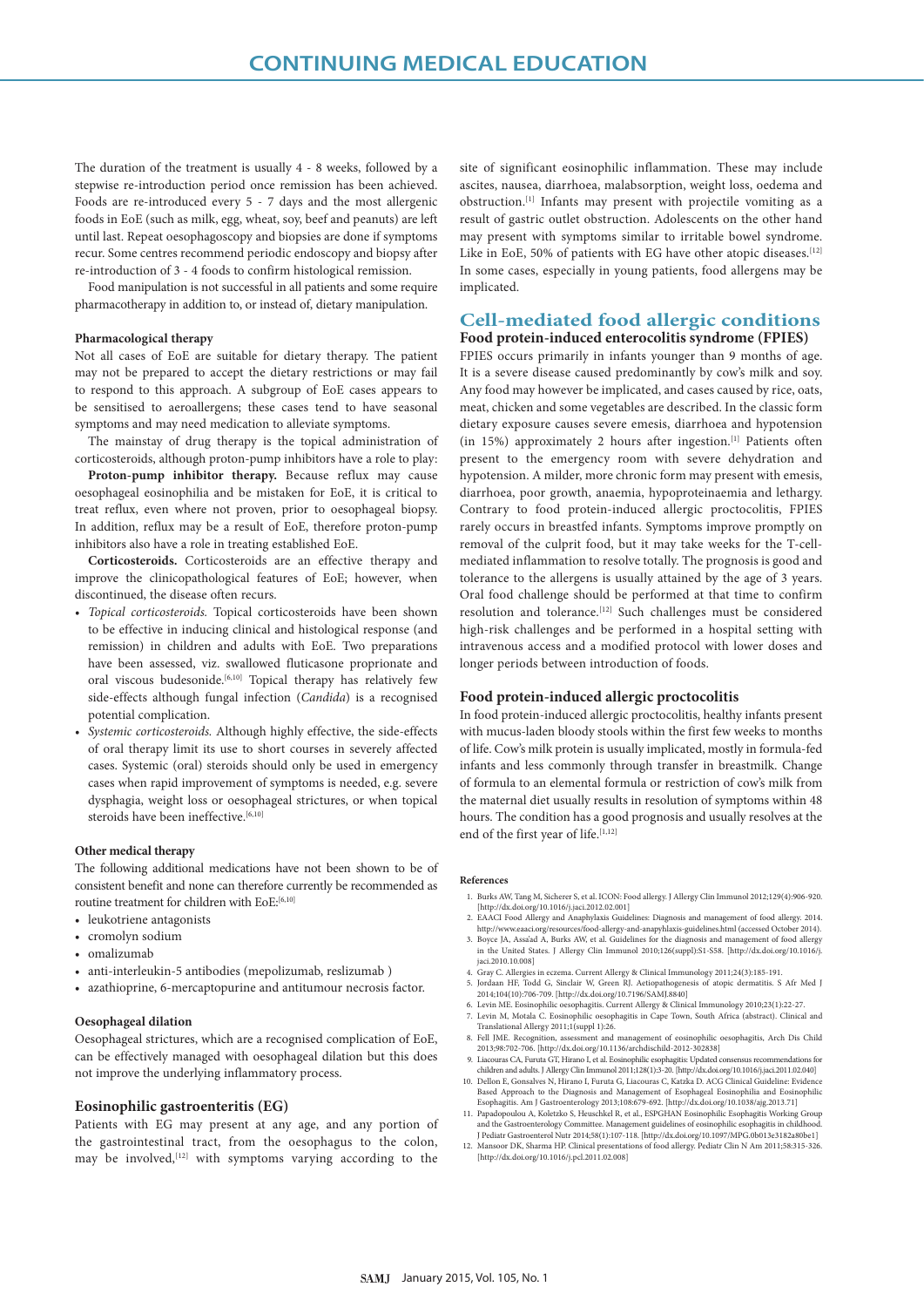The duration of the treatment is usually 4 - 8 weeks, followed by a stepwise re-introduction period once remission has been achieved. Foods are re-introduced every 5 - 7 days and the most allergenic foods in EoE (such as milk, egg, wheat, soy, beef and peanuts) are left until last. Repeat oesophagoscopy and biopsies are done if symptoms recur. Some centres recommend periodic endoscopy and biopsy after re-introduction of 3 - 4 foods to confirm histological remission.

Food manipulation is not successful in all patients and some require pharmacotherapy in addition to, or instead of, dietary manipulation.

#### Pharmacological therapy

Not all cases of EoE are suitable for dietary therapy. The patient may not be prepared to accept the dietary restrictions or may fail to respond to this approach. A subgroup of EoE cases appears to be sensitised to aeroallergens; these cases tend to have seasonal symptoms and may need medication to alleviate symptoms.

The mainstay of drug therapy is the topical administration of corticosteroids, although proton-pump inhibitors have a role to play:

**Proton-pump inhibitor therapy.** Because reflux may cause oesophageal eosinophilia and be mistaken for EoE, it is critical to treat reflux, even where not proven, prior to oesophageal biopsy. In addition, reflux may be a result of EoE, therefore proton-pump inhibitors also have a role in treating established EoE.

**Corticosteroids.** Corticosteroids are an effective therapy and improve the clinicopathological features of EoE; however, when discontinued, the disease often recurs.

- *Topical corticosteroids.* Topical corticosteroids have been shown to be effective in inducing clinical and histological response (and remission) in children and adults with EoE. Two preparations have been assessed, viz. swallowed fluticasone proprionate and oral viscous budesonide.[6,10] Topical therapy has relatively few side-effects although fungal infection (*Candida*) is a recognised potential complication.
- *Systemic corticosteroids.* Although highly effective, the side-effects of oral therapy limit its use to short courses in severely affected cases. Systemic (oral) steroids should only be used in emergency cases when rapid improvement of symptoms is needed, e.g. severe dysphagia, weight loss or oesophageal strictures, or when topical steroids have been ineffective.[6,10]

#### Other medical therapy

The following additional medications have not been shown to be of consistent benefit and none can therefore currently be recommended as routine treatment for children with EoE:[6,10]

- leukotriene antagonists
- cromolyn sodium
- omalizumab
- anti-interleukin-5 antibodies (mepolizumab, reslizumab )
- azathioprine, 6-mercaptopurine and antitumour necrosis factor.

#### Oesophageal dilation

Oesophageal strictures, which are a recognised complication of EoE, can be effectively managed with oesophageal dilation but this does not improve the underlying inflammatory process.

### Eosinophilic gastroenteritis (EG)

Patients with EG may present at any age, and any portion of the gastrointestinal tract, from the oesophagus to the colon, may be involved,[12] with symptoms varying according to the site of significant eosinophilic inflammation. These may include ascites, nausea, diarrhoea, malabsorption, weight loss, oedema and obstruction.[1] Infants may present with projectile vomiting as a result of gastric outlet obstruction. Adolescents on the other hand may present with symptoms similar to irritable bowel syndrome. Like in EoE, 50% of patients with EG have other atopic diseases.[12] In some cases, especially in young patients, food allergens may be implicated.

## Cell-mediated food allergic conditions

### Food protein-induced enterocolitis syndrome (FPIES)

FPIES occurs primarily in infants younger than 9 months of age. It is a severe disease caused predominantly by cow's milk and soy. Any food may however be implicated, and cases caused by rice, oats, meat, chicken and some vegetables are described. In the classic form dietary exposure causes severe emesis, diarrhoea and hypotension (in 15%) approximately 2 hours after ingestion.[1] Patients often present to the emergency room with severe dehydration and hypotension. A milder, more chronic form may present with emesis, diarrhoea, poor growth, anaemia, hypoproteinaemia and lethargy. Contrary to food protein-induced allergic proctocolitis, FPIES rarely occurs in breastfed infants. Symptoms improve promptly on removal of the culprit food, but it may take weeks for the T-cell-mediated inflammation to resolve totally. The prognosis is good and tolerance to the allergens is usually attained by the age of 3 years. Oral food challenge should be performed at that time to confirm resolution and tolerance.[12] Such challenges must be considered high-risk challenges and be performed in a hospital setting with intravenous access and a modified protocol with lower doses and longer periods between introduction of foods.

### Food protein-induced allergic proctocolitis

In food protein-induced allergic proctocolitis, healthy infants present with mucus-laden bloody stools within the first few weeks to months of life. Cow's milk protein is usually implicated, mostly in formula-fed infants and less commonly through transfer in breastmilk. Change of formula to an elemental formula or restriction of cow's milk from the maternal diet usually results in resolution of symptoms within 48 hours. The condition has a good prognosis and usually resolves at the end of the first year of life.[1,12]

#### References

1. Burks AW, Tang M, Sicherer S, et al. ICON: Food allergy. J Allergy Clin Immunol 2012;129(4):906-920. [http://dx.doi.org/10.1016/j.jaci.2012.02.001]
2. EAACI Food Allergy and Anaphylaxis Guidelines: Diagnosis and management of food allergy. 2014. http://www.eaaci.org/resources/food-allergy-and-anapyhlaxis-guidelines.html (accessed October 2014).
3. Boyce JA, Assa'ad A, Burks AW, et al. Guidelines for the diagnosis and management of food allergy in the United States. J Allergy Clin Immunol 2010;126(suppl):S1-S58. [http://dx.doi.org/10.1016/j.jaci.2010.10.008]
4. Gray C. Allergies in eczema. Current Allergy & Clinical Immunology 2011;24(3):185-191.
5. Jordaan HF, Todd G, Sinclair W, Green RJ. Aetiopathogenesis of atopic dermatitis. S Afr Med J 2014;104(10):706-709. [http://dx.doi.org/10.7196/SAMJ.8840]
6. Levin ME. Eosinophilic oesophagitis. Current Allergy & Clinical Immunology 2010;23(1):22-27.
7. Levin M, Motala C. Eosinophilic oesophagitis in Cape Town, South Africa (abstract). Clinical and Translational Allergy 2011;1(suppl 1):26.
8. Fell JME. Recognition, assessment and management of eosinophilic oesophagitis, Arch Dis Child 2013;98:702-706. [http://dx.doi.org/10.1136/archdischild-2012-302838]
9. Liacouras CA, Furuta GT, Hirano I, et al. Eosinophilic esophagitis: Updated consensus recommendations for children and adults. J Allergy Clin Immunol 2011;128(1):3-20. [http://dx.doi.org/10.1016/j.jaci.2011.02.040]
10. Dellon E, Gonsalves N, Hirano I, Furuta G, Liacouras C, Katzka D. ACG Clinical Guideline: Evidence Based Approach to the Diagnosis and Management of Esophageal Eosinophilia and Eosinophilic Esophagitis. Am J Gastroenterology 2013;108:679-692. [http://dx.doi.org/10.1038/ajg.2013.71]
11. Papadopoulou A, Koletzko S, Heuschkel R, et al., ESPGHAN Eosinophilic Esophagitis Working Group and the Gastroenterology Committee. Management guidelines of eosinophilic esophagitis in childhood. J Pediatr Gastroenterol Nutr 2014;58(1):107-118. [http://dx.doi.org/10.1097/MPG.0b013e3182a80be1]
12. Mansoor DK, Sharma HP. Clinical presentations of food allergy. Pediatr Clin N Am 2011;58:315-326. [http://dx.doi.org/10.1016/j.pcl.2011.02.008]